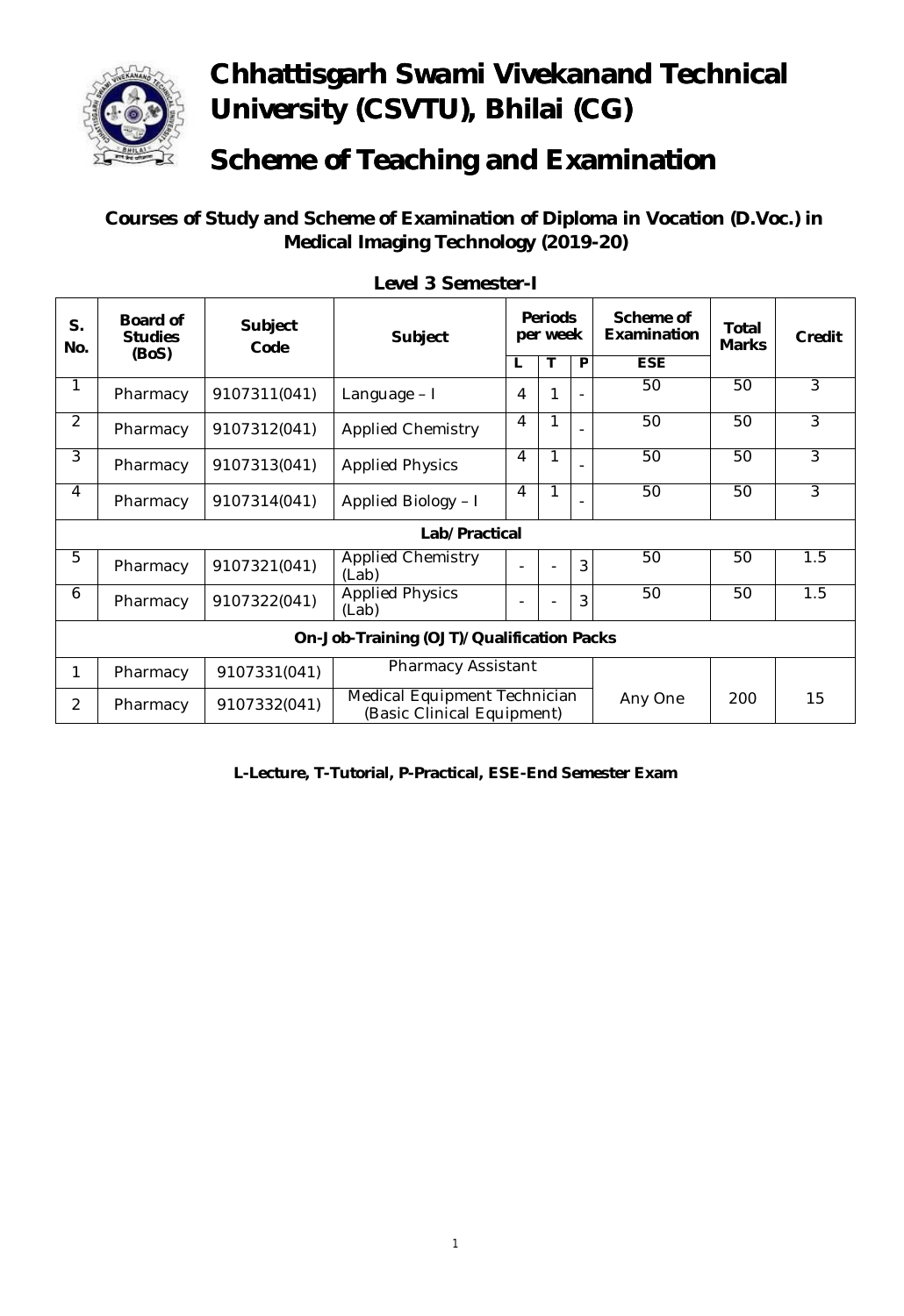# Chhattisgarh Swami Vivekanand Technical University (CSVTU), Bhilai (CG)

# Scheme of Teaching and Examination

**Courses of Study and Scheme of Examination of Diploma in Vocation (D.Voc.) in Medical Imaging Technology (2019-20)**

**Level 3 Semester-I**

| S. No. | Board of Studies (BoS) | Subject Code | Subject | Periods per week | | | Scheme of Examination | Total Marks | Credit |
|---|---|---|---|---|---|---|---|---|---|
| | | | | L | T | P | ESE | | |
| 1 | Pharmacy | 9107311(041) | Language – I | 4 | 1 | - | 50 | 50 | 3 |
| 2 | Pharmacy | 9107312(041) | Applied Chemistry | 4 | 1 | - | 50 | 50 | 3 |
| 3 | Pharmacy | 9107313(041) | Applied Physics | 4 | 1 | - | 50 | 50 | 3 |
| 4 | Pharmacy | 9107314(041) | Applied Biology – I | 4 | 1 | - | 50 | 50 | 3 |
| **Lab/Practical** | | | | | | | | | |
| 5 | Pharmacy | 9107321(041) | Applied Chemistry (Lab) | - | - | 3 | 50 | 50 | 1.5 |
| 6 | Pharmacy | 9107322(041) | Applied Physics (Lab) | - | - | 3 | 50 | 50 | 1.5 |
| **On-Job-Training (OJT)/Qualification Packs** | | | | | | | | | |
| 1 | Pharmacy | 9107331(041) | Pharmacy Assistant | | | | Any One | 200 | 15 |
| 2 | Pharmacy | 9107332(041) | Medical Equipment Technician (Basic Clinical Equipment) | | | | | | |

**L-Lecture, T-Tutorial, P-Practical, ESE-End Semester Exam**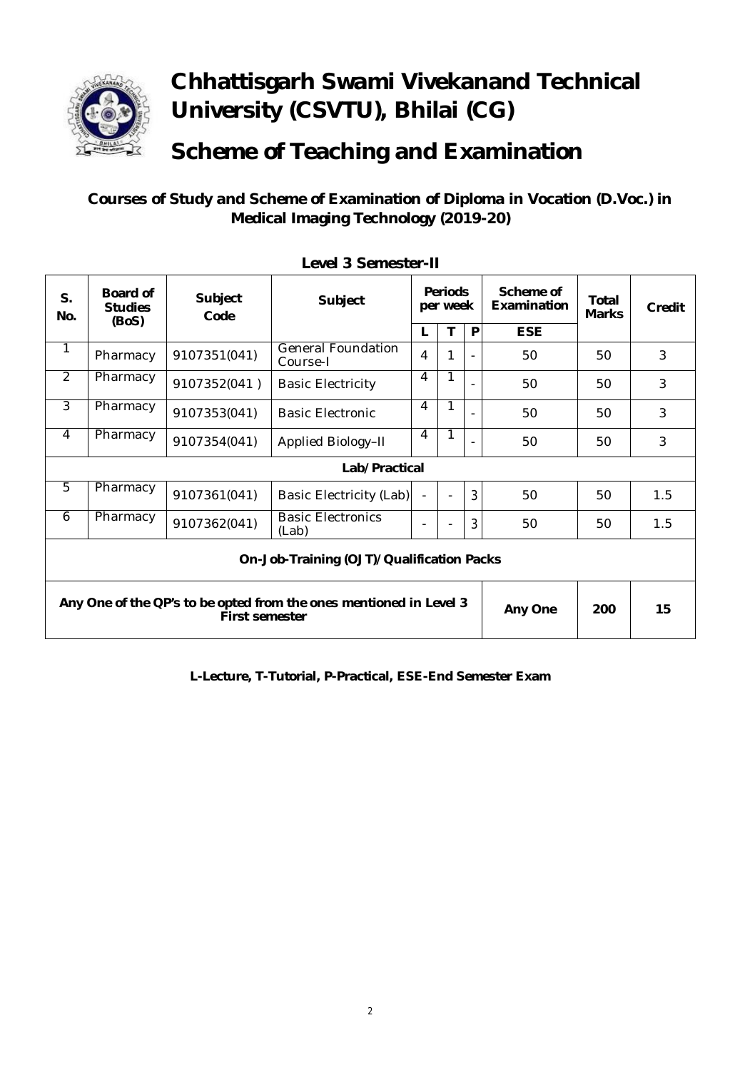# Chhattisgarh Swami Vivekanand Technical University (CSVTU), Bhilai (CG)

# Scheme of Teaching and Examination

**Courses of Study and Scheme of Examination of Diploma in Vocation (D.Voc.) in Medical Imaging Technology (2019-20)**

**Level 3 Semester-II**

| S. No. | Board of Studies (BoS) | Subject Code | Subject | Periods per week | | | Scheme of Examination | Total Marks | Credit |
|---|---|---|---|---|---|---|---|---|---|
| | | | | L | T | P | ESE | | |
| 1 | Pharmacy | 9107351(041) | General Foundation Course-I | 4 | 1 | - | 50 | 50 | 3 |
| 2 | Pharmacy | 9107352(041 ) | Basic Electricity | 4 | 1 | - | 50 | 50 | 3 |
| 3 | Pharmacy | 9107353(041) | Basic Electronic | 4 | 1 | - | 50 | 50 | 3 |
| 4 | Pharmacy | 9107354(041) | Applied Biology–II | 4 | 1 | - | 50 | 50 | 3 |
| **Lab/Practical** | | | | | | | | | |
| 5 | Pharmacy | 9107361(041) | Basic Electricity (Lab) | - | - | 3 | 50 | 50 | 1.5 |
| 6 | Pharmacy | 9107362(041) | Basic Electronics (Lab) | - | - | 3 | 50 | 50 | 1.5 |
| **On-Job-Training (OJT)/Qualification Packs** | | | | | | | | | |
| **Any One of the QP's to be opted from the ones mentioned in Level 3 First semester** | | | | | | | **Any One** | **200** | **15** |

**L-Lecture, T-Tutorial, P-Practical, ESE-End Semester Exam**